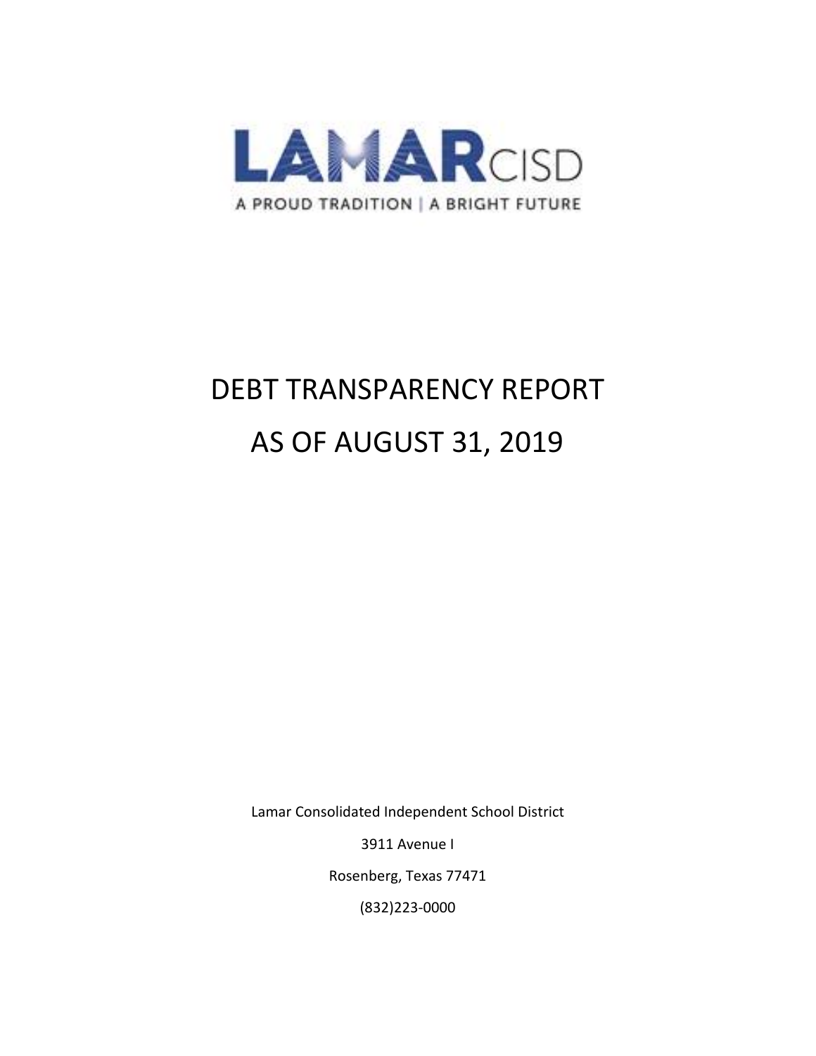LAMARCISD

A PROUD TRADITION | A BRIGHT FUTURE

# DEBT TRANSPARENCY REPORT

# AS OF AUGUST 31, 2019

Lamar Consolidated Independent School District

3911 Avenue I

Rosenberg, Texas 77471

(832)223-0000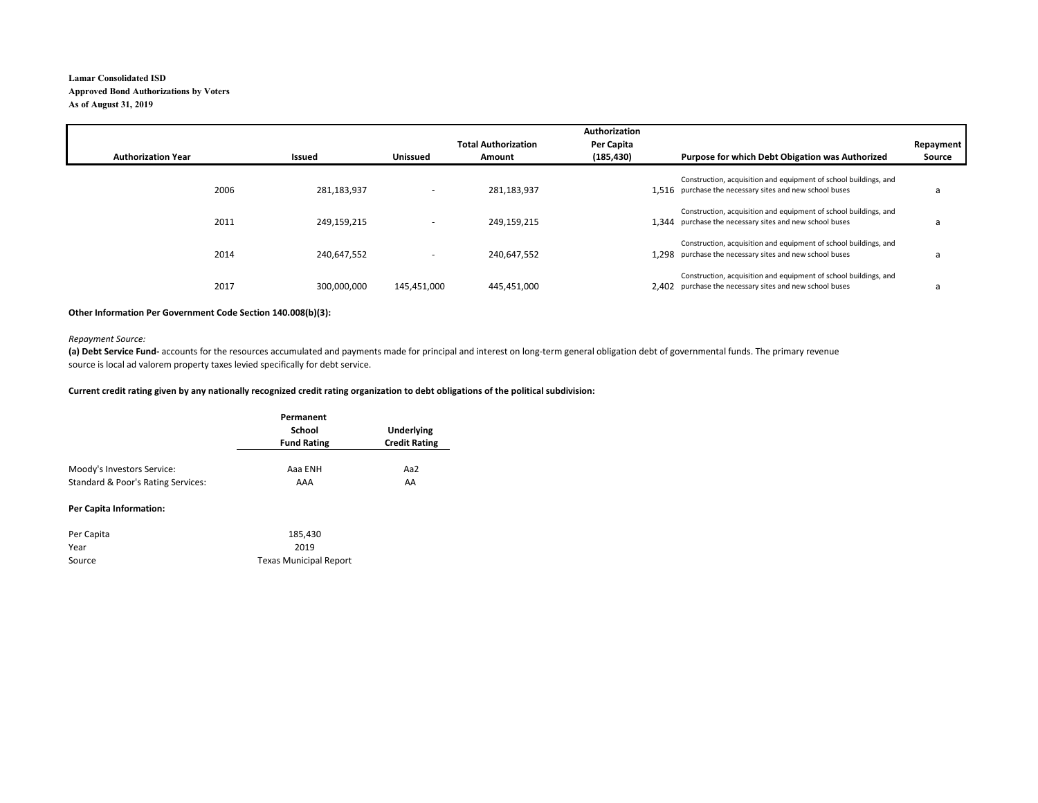**Lamar Consolidated ISD**
**Approved Bond Authorizations by Voters**
**As of August 31, 2019**

| Authorization Year | Issued | Unissued | Total Authorization Amount | Authorization Per Capita (185,430) | Purpose for which Debt Obigation was Authorized | Repayment Source |
|---|---|---|---|---|---|---|
| 2006 | 281,183,937 | - | 281,183,937 | 1,516 | Construction, acquisition and equipment of school buildings, and purchase the necessary sites and new school buses | a |
| 2011 | 249,159,215 | - | 249,159,215 | 1,344 | Construction, acquisition and equipment of school buildings, and purchase the necessary sites and new school buses | a |
| 2014 | 240,647,552 | - | 240,647,552 | 1,298 | Construction, acquisition and equipment of school buildings, and purchase the necessary sites and new school buses | a |
| 2017 | 300,000,000 | 145,451,000 | 445,451,000 | 2,402 | Construction, acquisition and equipment of school buildings, and purchase the necessary sites and new school buses | a |

**Other Information Per Government Code Section 140.008(b)(3):**

*Repayment Source:*

**(a) Debt Service Fund-** accounts for the resources accumulated and payments made for principal and interest on long-term general obligation debt of governmental funds. The primary revenue source is local ad valorem property taxes levied specifically for debt service.

**Current credit rating given by any nationally recognized credit rating organization to debt obligations of the political subdivision:**

| | Permanent School Fund Rating | Underlying Credit Rating |
|---|---|---|
| Moody's Investors Service: | Aaa ENH | Aa2 |
| Standard & Poor's Rating Services: | AAA | AA |

**Per Capita Information:**

| | |
|---|---|
| Per Capita | 185,430 |
| Year | 2019 |
| Source | Texas Municipal Report |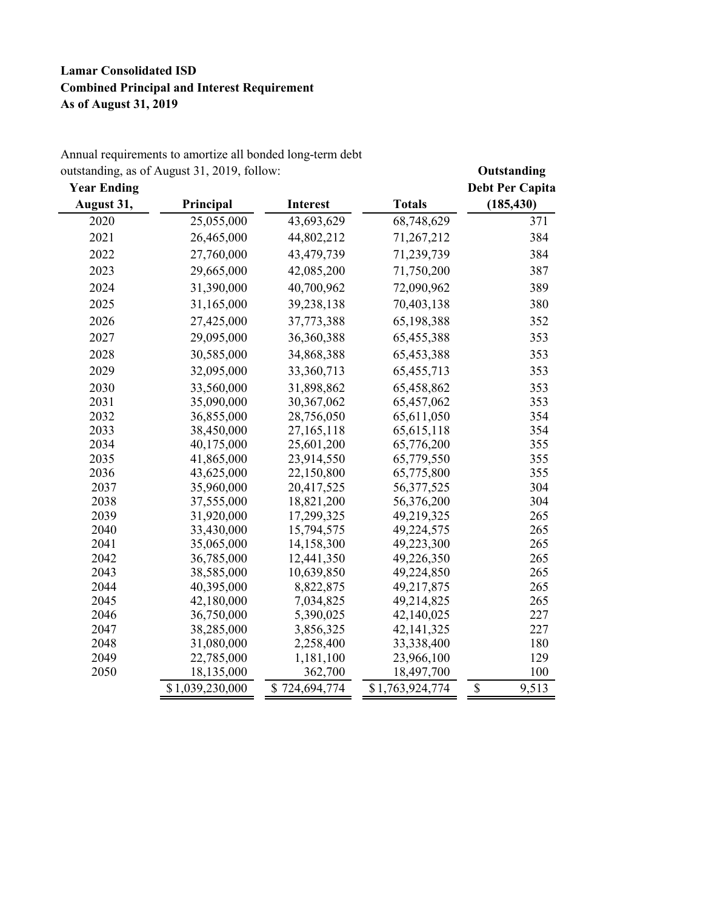**Lamar Consolidated ISD**
**Combined Principal and Interest Requirement**
**As of August 31, 2019**

Annual requirements to amortize all bonded long-term debt outstanding, as of August 31, 2019, follow:

| Year Ending August 31, | Principal | Interest | Totals | Outstanding Debt Per Capita (185,430) |
|---|---|---|---|---|
| 2020 | 25,055,000 | 43,693,629 | 68,748,629 | 371 |
| 2021 | 26,465,000 | 44,802,212 | 71,267,212 | 384 |
| 2022 | 27,760,000 | 43,479,739 | 71,239,739 | 384 |
| 2023 | 29,665,000 | 42,085,200 | 71,750,200 | 387 |
| 2024 | 31,390,000 | 40,700,962 | 72,090,962 | 389 |
| 2025 | 31,165,000 | 39,238,138 | 70,403,138 | 380 |
| 2026 | 27,425,000 | 37,773,388 | 65,198,388 | 352 |
| 2027 | 29,095,000 | 36,360,388 | 65,455,388 | 353 |
| 2028 | 30,585,000 | 34,868,388 | 65,453,388 | 353 |
| 2029 | 32,095,000 | 33,360,713 | 65,455,713 | 353 |
| 2030 | 33,560,000 | 31,898,862 | 65,458,862 | 353 |
| 2031 | 35,090,000 | 30,367,062 | 65,457,062 | 353 |
| 2032 | 36,855,000 | 28,756,050 | 65,611,050 | 354 |
| 2033 | 38,450,000 | 27,165,118 | 65,615,118 | 354 |
| 2034 | 40,175,000 | 25,601,200 | 65,776,200 | 355 |
| 2035 | 41,865,000 | 23,914,550 | 65,779,550 | 355 |
| 2036 | 43,625,000 | 22,150,800 | 65,775,800 | 355 |
| 2037 | 35,960,000 | 20,417,525 | 56,377,525 | 304 |
| 2038 | 37,555,000 | 18,821,200 | 56,376,200 | 304 |
| 2039 | 31,920,000 | 17,299,325 | 49,219,325 | 265 |
| 2040 | 33,430,000 | 15,794,575 | 49,224,575 | 265 |
| 2041 | 35,065,000 | 14,158,300 | 49,223,300 | 265 |
| 2042 | 36,785,000 | 12,441,350 | 49,226,350 | 265 |
| 2043 | 38,585,000 | 10,639,850 | 49,224,850 | 265 |
| 2044 | 40,395,000 | 8,822,875 | 49,217,875 | 265 |
| 2045 | 42,180,000 | 7,034,825 | 49,214,825 | 265 |
| 2046 | 36,750,000 | 5,390,025 | 42,140,025 | 227 |
| 2047 | 38,285,000 | 3,856,325 | 42,141,325 | 227 |
| 2048 | 31,080,000 | 2,258,400 | 33,338,400 | 180 |
| 2049 | 22,785,000 | 1,181,100 | 23,966,100 | 129 |
| 2050 | 18,135,000 | 362,700 | 18,497,700 | 100 |
| | $ 1,039,230,000 | $ 724,694,774 | $ 1,763,924,774 | $ 9,513 |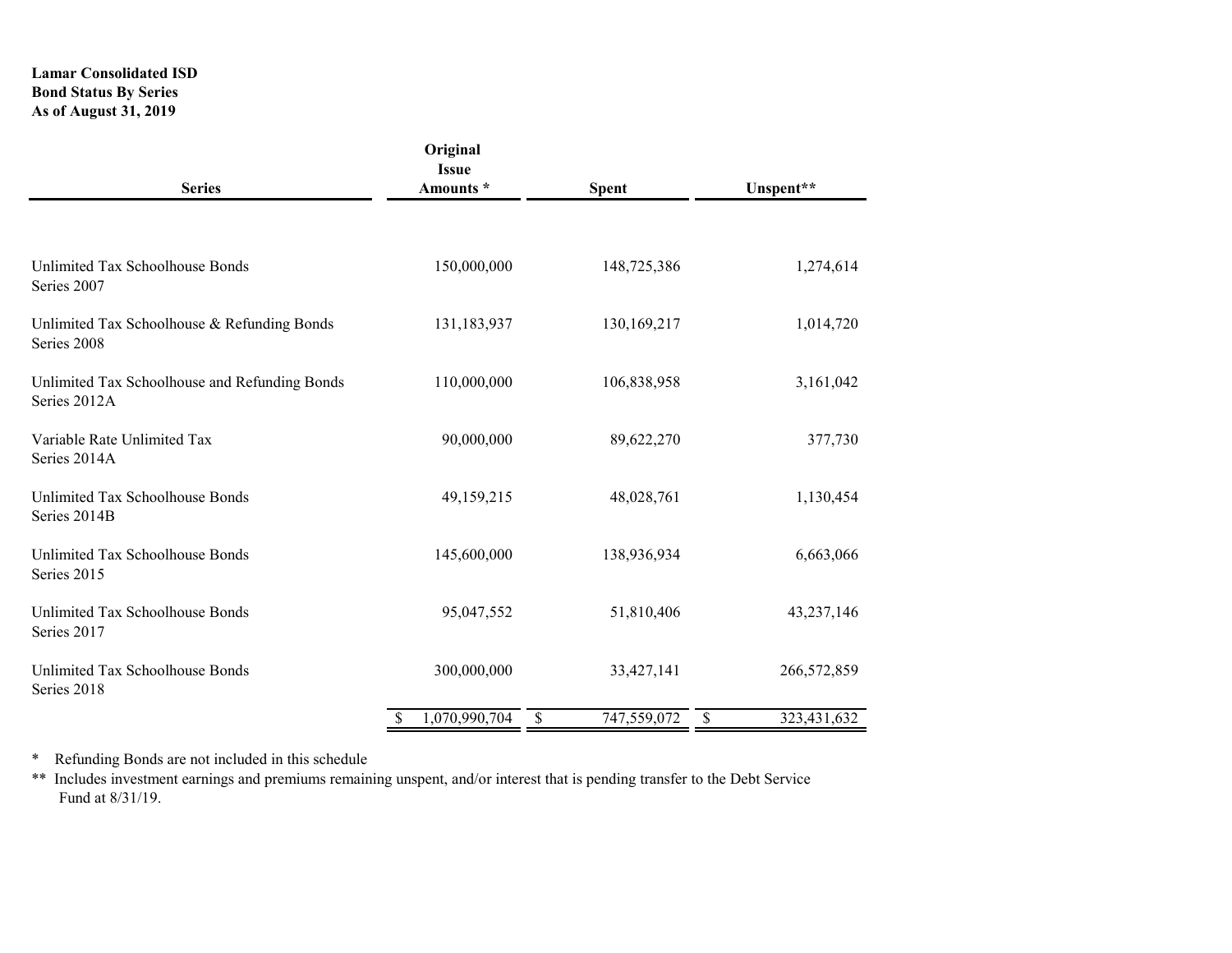**Lamar Consolidated ISD**
**Bond Status By Series**
**As of August 31, 2019**

| Series | Original Issue Amounts * | Spent | Unspent** |
|---|---|---|---|
| Unlimited Tax Schoolhouse Bonds Series 2007 | 150,000,000 | 148,725,386 | 1,274,614 |
| Unlimited Tax Schoolhouse & Refunding Bonds Series 2008 | 131,183,937 | 130,169,217 | 1,014,720 |
| Unlimited Tax Schoolhouse and Refunding Bonds Series 2012A | 110,000,000 | 106,838,958 | 3,161,042 |
| Variable Rate Unlimited Tax Series 2014A | 90,000,000 | 89,622,270 | 377,730 |
| Unlimited Tax Schoolhouse Bonds Series 2014B | 49,159,215 | 48,028,761 | 1,130,454 |
| Unlimited Tax Schoolhouse Bonds Series 2015 | 145,600,000 | 138,936,934 | 6,663,066 |
| Unlimited Tax Schoolhouse Bonds Series 2017 | 95,047,552 | 51,810,406 | 43,237,146 |
| Unlimited Tax Schoolhouse Bonds Series 2018 | 300,000,000 | 33,427,141 | 266,572,859 |
| | $ 1,070,990,704 | $ 747,559,072 | $ 323,431,632 |

\* Refunding Bonds are not included in this schedule

\*\* Includes investment earnings and premiums remaining unspent, and/or interest that is pending transfer to the Debt Service Fund at 8/31/19.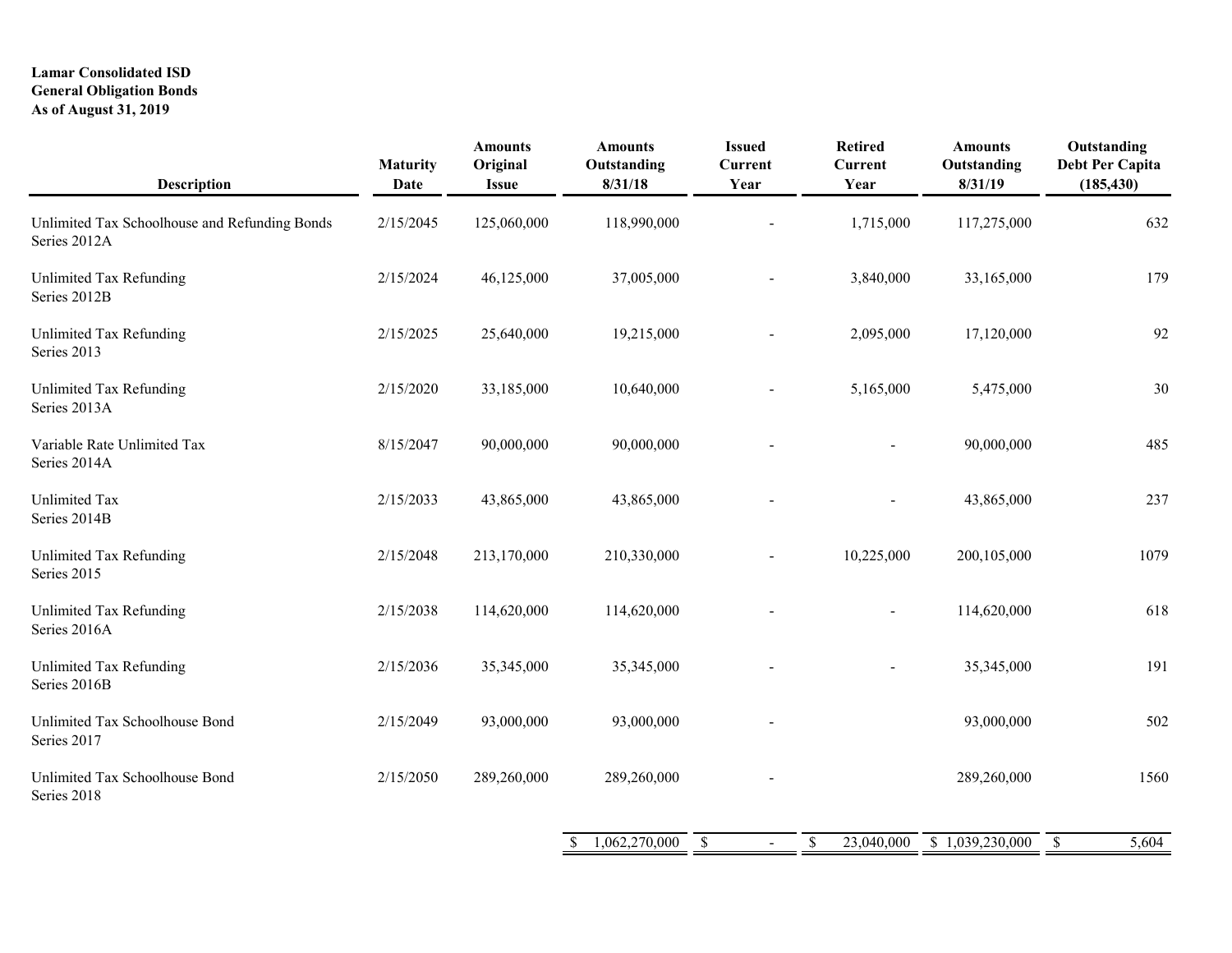**Lamar Consolidated ISD**
**General Obligation Bonds**
**As of August 31, 2019**

| Description | Maturity Date | Amounts Original Issue | Amounts Outstanding 8/31/18 | Issued Current Year | Retired Current Year | Amounts Outstanding 8/31/19 | Outstanding Debt Per Capita (185,430) |
|---|---|---|---|---|---|---|---|
| Unlimited Tax Schoolhouse and Refunding Bonds Series 2012A | 2/15/2045 | 125,060,000 | 118,990,000 | - | 1,715,000 | 117,275,000 | 632 |
| Unlimited Tax Refunding Series 2012B | 2/15/2024 | 46,125,000 | 37,005,000 | - | 3,840,000 | 33,165,000 | 179 |
| Unlimited Tax Refunding Series 2013 | 2/15/2025 | 25,640,000 | 19,215,000 | - | 2,095,000 | 17,120,000 | 92 |
| Unlimited Tax Refunding Series 2013A | 2/15/2020 | 33,185,000 | 10,640,000 | - | 5,165,000 | 5,475,000 | 30 |
| Variable Rate Unlimited Tax Series 2014A | 8/15/2047 | 90,000,000 | 90,000,000 | - | - | 90,000,000 | 485 |
| Unlimited Tax Series 2014B | 2/15/2033 | 43,865,000 | 43,865,000 | - | - | 43,865,000 | 237 |
| Unlimited Tax Refunding Series 2015 | 2/15/2048 | 213,170,000 | 210,330,000 | - | 10,225,000 | 200,105,000 | 1079 |
| Unlimited Tax Refunding Series 2016A | 2/15/2038 | 114,620,000 | 114,620,000 | - | - | 114,620,000 | 618 |
| Unlimited Tax Refunding Series 2016B | 2/15/2036 | 35,345,000 | 35,345,000 | - | - | 35,345,000 | 191 |
| Unlimited Tax Schoolhouse Bond Series 2017 | 2/15/2049 | 93,000,000 | 93,000,000 | - | | 93,000,000 | 502 |
| Unlimited Tax Schoolhouse Bond Series 2018 | 2/15/2050 | 289,260,000 | 289,260,000 | - | | 289,260,000 | 1560 |
| | | | $ 1,062,270,000 | $ - | $ 23,040,000 | $ 1,039,230,000 | $ 5,604 |